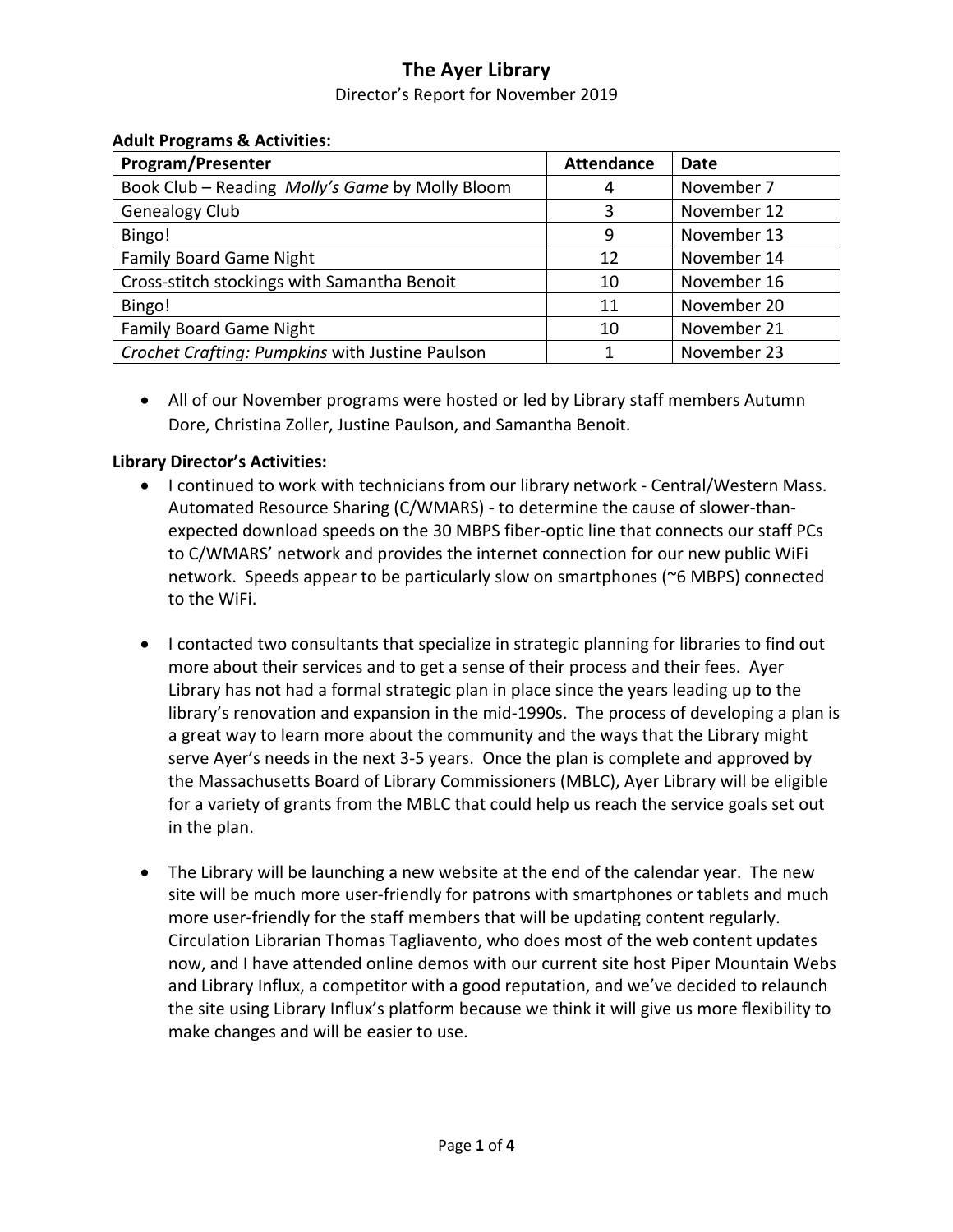# The Ayer Library

Director's Report for November 2019

**Adult Programs & Activities:**

| Program/Presenter | Attendance | Date |
|---|---|---|
| Book Club – Reading *Molly's Game* by Molly Bloom | 4 | November 7 |
| Genealogy Club | 3 | November 12 |
| Bingo! | 9 | November 13 |
| Family Board Game Night | 12 | November 14 |
| Cross-stitch stockings with Samantha Benoit | 10 | November 16 |
| Bingo! | 11 | November 20 |
| Family Board Game Night | 10 | November 21 |
| *Crochet Crafting: Pumpkins* with Justine Paulson | 1 | November 23 |

- All of our November programs were hosted or led by Library staff members Autumn Dore, Christina Zoller, Justine Paulson, and Samantha Benoit.

**Library Director's Activities:**

- I continued to work with technicians from our library network - Central/Western Mass. Automated Resource Sharing (C/WMARS) - to determine the cause of slower-than-expected download speeds on the 30 MBPS fiber-optic line that connects our staff PCs to C/WMARS' network and provides the internet connection for our new public WiFi network. Speeds appear to be particularly slow on smartphones (~6 MBPS) connected to the WiFi.

- I contacted two consultants that specialize in strategic planning for libraries to find out more about their services and to get a sense of their process and their fees. Ayer Library has not had a formal strategic plan in place since the years leading up to the library's renovation and expansion in the mid-1990s. The process of developing a plan is a great way to learn more about the community and the ways that the Library might serve Ayer's needs in the next 3-5 years. Once the plan is complete and approved by the Massachusetts Board of Library Commissioners (MBLC), Ayer Library will be eligible for a variety of grants from the MBLC that could help us reach the service goals set out in the plan.

- The Library will be launching a new website at the end of the calendar year. The new site will be much more user-friendly for patrons with smartphones or tablets and much more user-friendly for the staff members that will be updating content regularly. Circulation Librarian Thomas Tagliavento, who does most of the web content updates now, and I have attended online demos with our current site host Piper Mountain Webs and Library Influx, a competitor with a good reputation, and we've decided to relaunch the site using Library Influx's platform because we think it will give us more flexibility to make changes and will be easier to use.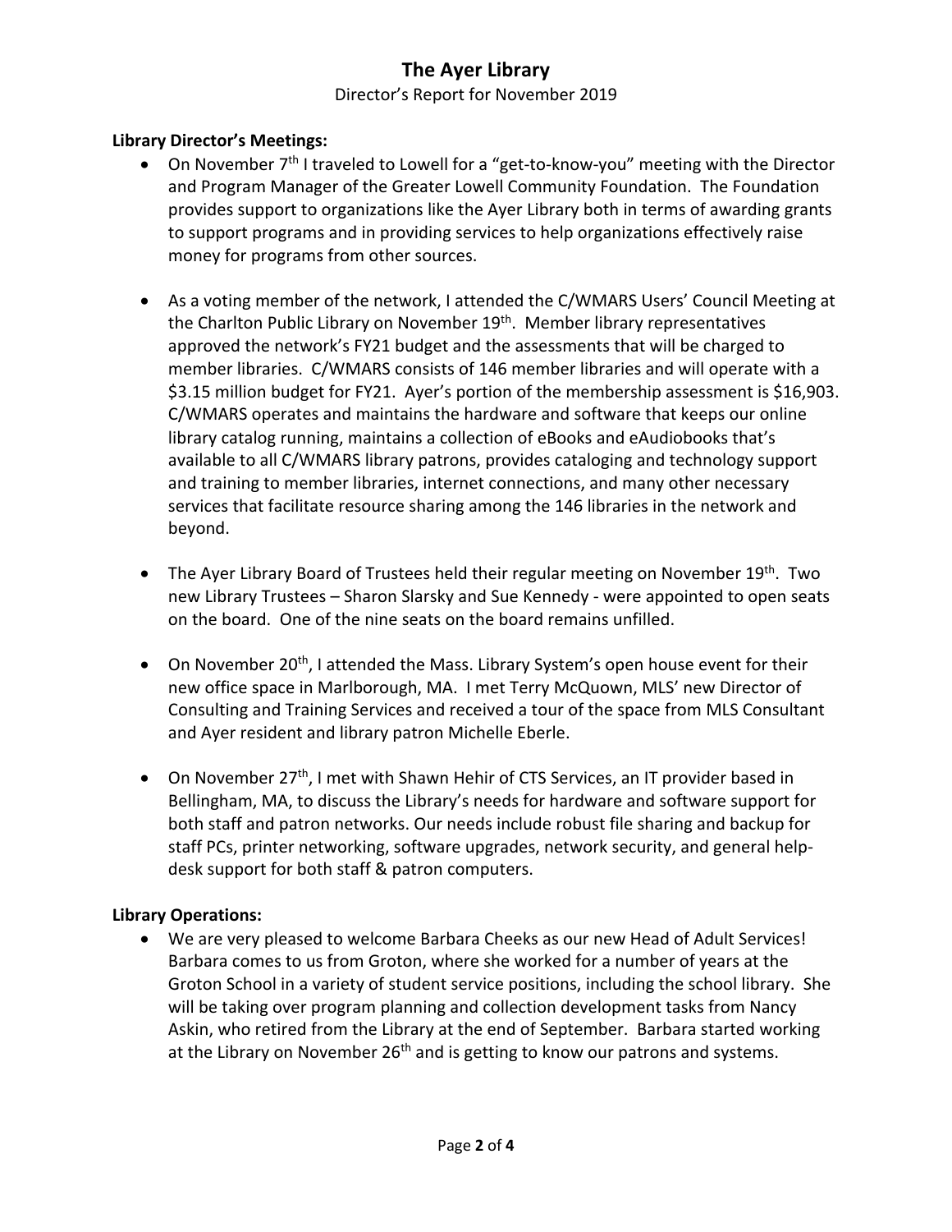# The Ayer Library

Director's Report for November 2019

**Library Director's Meetings:**

- On November 7th I traveled to Lowell for a "get-to-know-you" meeting with the Director and Program Manager of the Greater Lowell Community Foundation. The Foundation provides support to organizations like the Ayer Library both in terms of awarding grants to support programs and in providing services to help organizations effectively raise money for programs from other sources.

- As a voting member of the network, I attended the C/WMARS Users' Council Meeting at the Charlton Public Library on November 19th. Member library representatives approved the network's FY21 budget and the assessments that will be charged to member libraries. C/WMARS consists of 146 member libraries and will operate with a $3.15 million budget for FY21. Ayer's portion of the membership assessment is $16,903. C/WMARS operates and maintains the hardware and software that keeps our online library catalog running, maintains a collection of eBooks and eAudiobooks that's available to all C/WMARS library patrons, provides cataloging and technology support and training to member libraries, internet connections, and many other necessary services that facilitate resource sharing among the 146 libraries in the network and beyond.

- The Ayer Library Board of Trustees held their regular meeting on November 19th. Two new Library Trustees – Sharon Slarsky and Sue Kennedy - were appointed to open seats on the board. One of the nine seats on the board remains unfilled.

- On November 20th, I attended the Mass. Library System's open house event for their new office space in Marlborough, MA. I met Terry McQuown, MLS' new Director of Consulting and Training Services and received a tour of the space from MLS Consultant and Ayer resident and library patron Michelle Eberle.

- On November 27th, I met with Shawn Hehir of CTS Services, an IT provider based in Bellingham, MA, to discuss the Library's needs for hardware and software support for both staff and patron networks. Our needs include robust file sharing and backup for staff PCs, printer networking, software upgrades, network security, and general help-desk support for both staff & patron computers.

**Library Operations:**

- We are very pleased to welcome Barbara Cheeks as our new Head of Adult Services! Barbara comes to us from Groton, where she worked for a number of years at the Groton School in a variety of student service positions, including the school library. She will be taking over program planning and collection development tasks from Nancy Askin, who retired from the Library at the end of September. Barbara started working at the Library on November 26th and is getting to know our patrons and systems.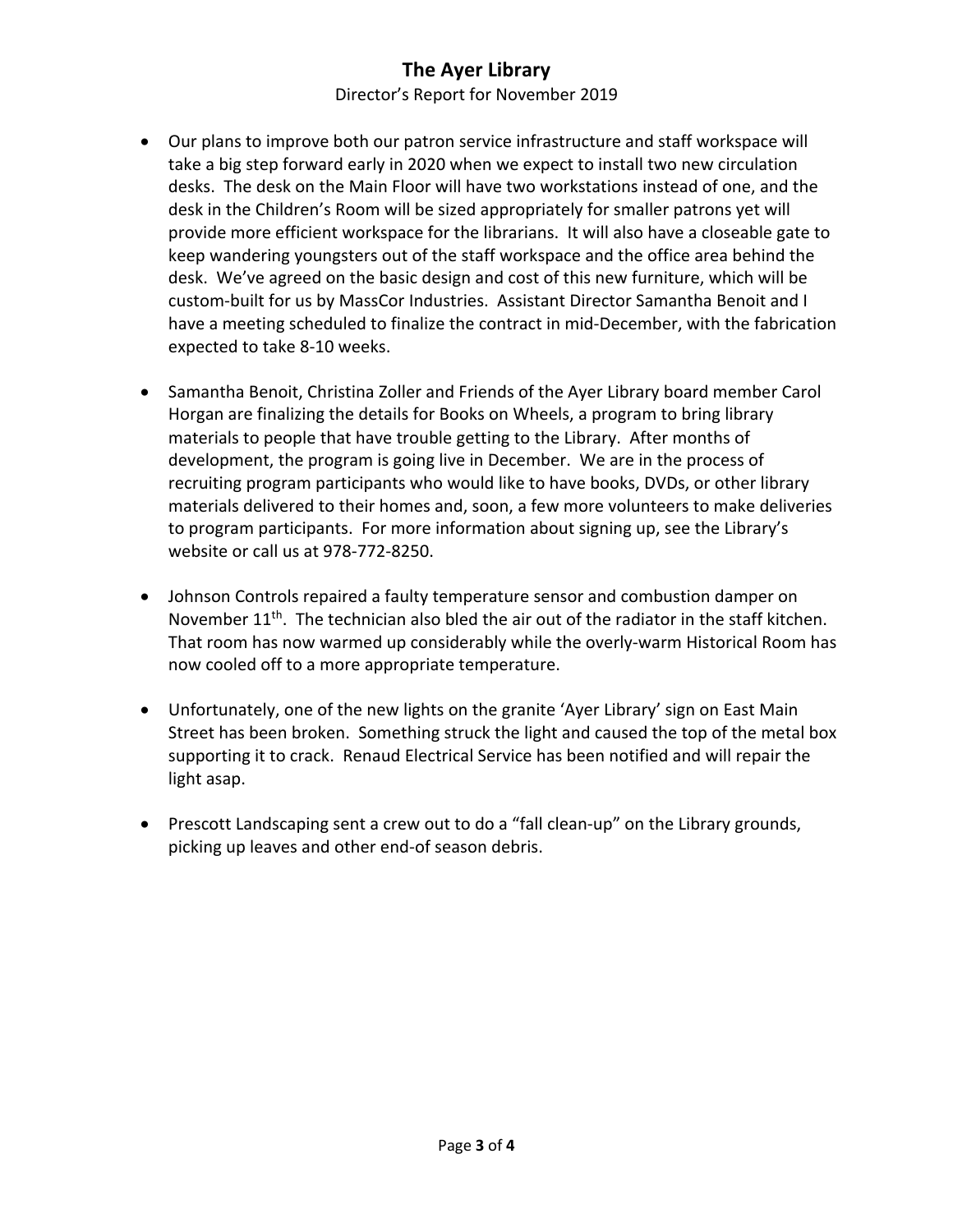# The Ayer Library

Director's Report for November 2019

- Our plans to improve both our patron service infrastructure and staff workspace will take a big step forward early in 2020 when we expect to install two new circulation desks. The desk on the Main Floor will have two workstations instead of one, and the desk in the Children's Room will be sized appropriately for smaller patrons yet will provide more efficient workspace for the librarians. It will also have a closeable gate to keep wandering youngsters out of the staff workspace and the office area behind the desk. We've agreed on the basic design and cost of this new furniture, which will be custom-built for us by MassCor Industries. Assistant Director Samantha Benoit and I have a meeting scheduled to finalize the contract in mid-December, with the fabrication expected to take 8-10 weeks.

- Samantha Benoit, Christina Zoller and Friends of the Ayer Library board member Carol Horgan are finalizing the details for Books on Wheels, a program to bring library materials to people that have trouble getting to the Library. After months of development, the program is going live in December. We are in the process of recruiting program participants who would like to have books, DVDs, or other library materials delivered to their homes and, soon, a few more volunteers to make deliveries to program participants. For more information about signing up, see the Library's website or call us at 978-772-8250.

- Johnson Controls repaired a faulty temperature sensor and combustion damper on November 11th. The technician also bled the air out of the radiator in the staff kitchen. That room has now warmed up considerably while the overly-warm Historical Room has now cooled off to a more appropriate temperature.

- Unfortunately, one of the new lights on the granite 'Ayer Library' sign on East Main Street has been broken. Something struck the light and caused the top of the metal box supporting it to crack. Renaud Electrical Service has been notified and will repair the light asap.

- Prescott Landscaping sent a crew out to do a "fall clean-up" on the Library grounds, picking up leaves and other end-of season debris.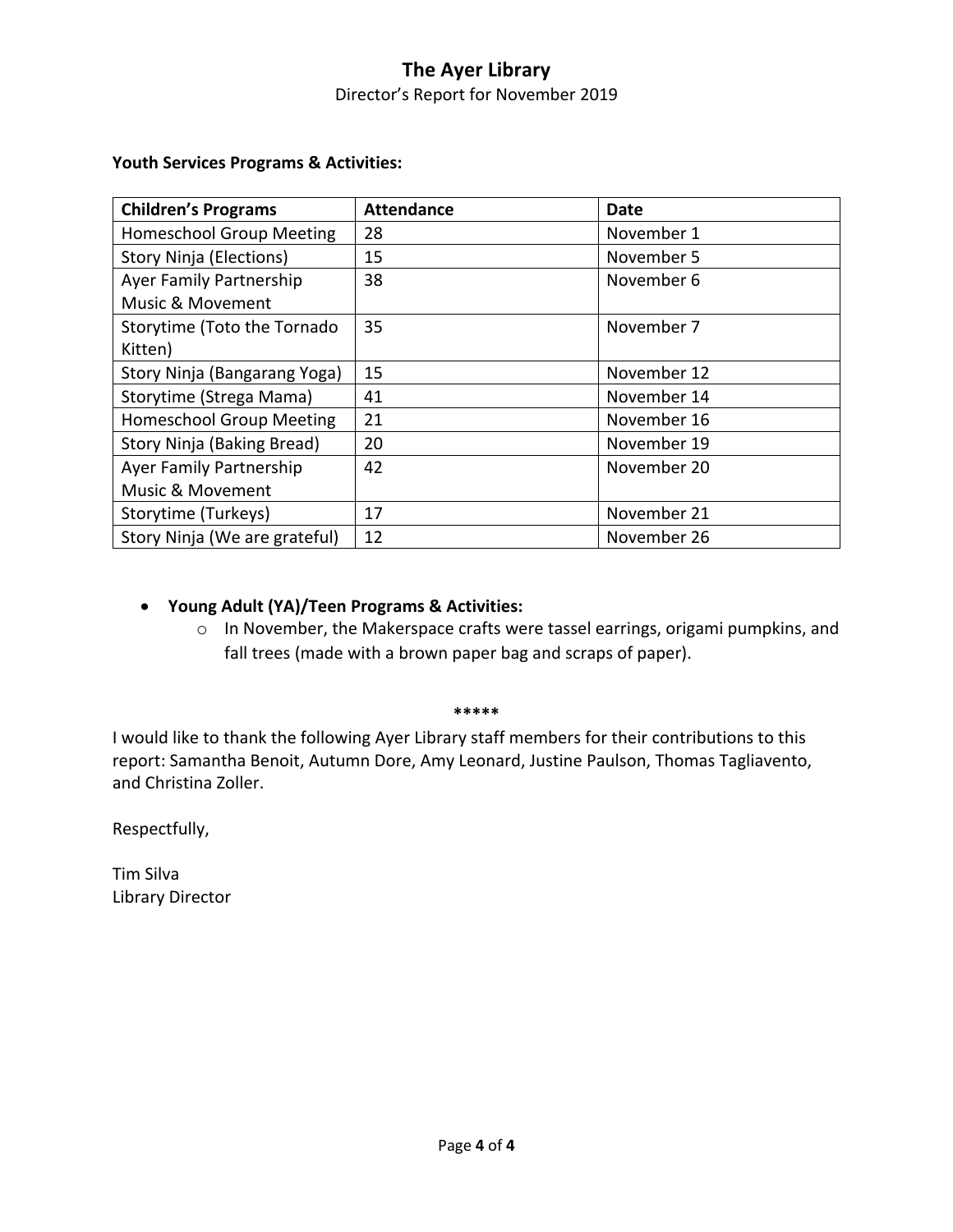# The Ayer Library

Director's Report for November 2019

**Youth Services Programs & Activities:**

| Children's Programs | Attendance | Date |
|---|---|---|
| Homeschool Group Meeting | 28 | November 1 |
| Story Ninja (Elections) | 15 | November 5 |
| Ayer Family Partnership Music & Movement | 38 | November 6 |
| Storytime (Toto the Tornado Kitten) | 35 | November 7 |
| Story Ninja (Bangarang Yoga) | 15 | November 12 |
| Storytime (Strega Mama) | 41 | November 14 |
| Homeschool Group Meeting | 21 | November 16 |
| Story Ninja (Baking Bread) | 20 | November 19 |
| Ayer Family Partnership Music & Movement | 42 | November 20 |
| Storytime (Turkeys) | 17 | November 21 |
| Story Ninja (We are grateful) | 12 | November 26 |

- **Young Adult (YA)/Teen Programs & Activities:**
    - In November, the Makerspace crafts were tassel earrings, origami pumpkins, and fall trees (made with a brown paper bag and scraps of paper).

**\*\*\*\*\***

I would like to thank the following Ayer Library staff members for their contributions to this report: Samantha Benoit, Autumn Dore, Amy Leonard, Justine Paulson, Thomas Tagliavento, and Christina Zoller.

Respectfully,

Tim Silva
Library Director